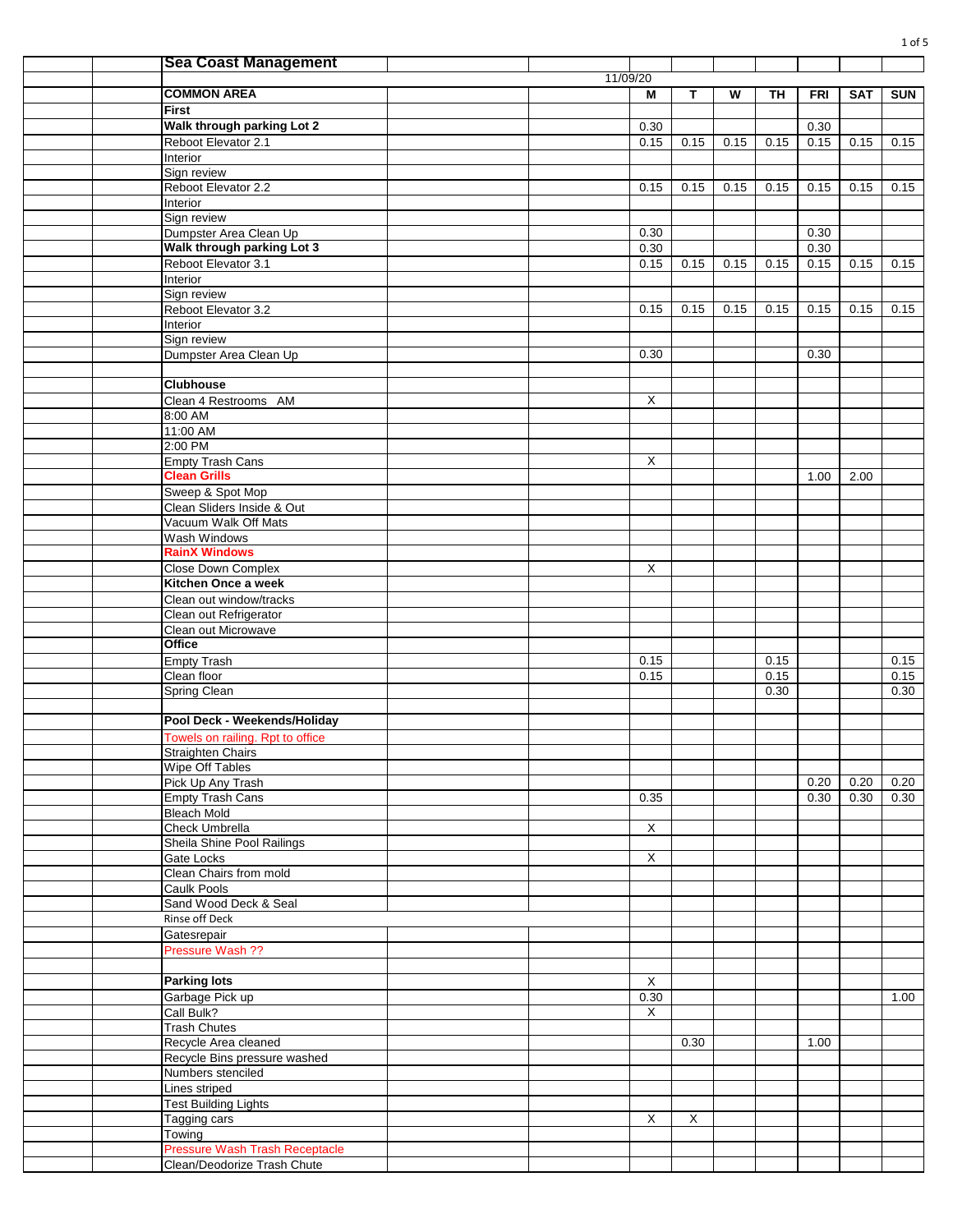## Sea Coast Management

11/09/20

| COMMON AREA | M | T | W | TH | FRI | SAT | SUN |
|---|---|---|---|---|---|---|---|
| **First** | | | | | | | |
| **Walk through parking Lot 2** | 0.30 | | | | 0.30 | | |
| Reboot Elevator 2.1 | 0.15 | 0.15 | 0.15 | 0.15 | 0.15 | 0.15 | 0.15 |
| Interior | | | | | | | |
| Sign review | | | | | | | |
| Reboot Elevator 2.2 | 0.15 | 0.15 | 0.15 | 0.15 | 0.15 | 0.15 | 0.15 |
| Interior | | | | | | | |
| Sign review | | | | | | | |
| Dumpster Area Clean Up | 0.30 | | | | 0.30 | | |
| **Walk through parking Lot 3** | 0.30 | | | | 0.30 | | |
| Reboot Elevator 3.1 | 0.15 | 0.15 | 0.15 | 0.15 | 0.15 | 0.15 | 0.15 |
| Interior | | | | | | | |
| Sign review | | | | | | | |
| Reboot Elevator 3.2 | 0.15 | 0.15 | 0.15 | 0.15 | 0.15 | 0.15 | 0.15 |
| Interior | | | | | | | |
| Sign review | | | | | | | |
| Dumpster Area Clean Up | 0.30 | | | | 0.30 | | |
| | | | | | | | |
| **Clubhouse** | | | | | | | |
| Clean 4 Restrooms AM | X | | | | | | |
| 8:00 AM | | | | | | | |
| 11:00 AM | | | | | | | |
| 2:00 PM | | | | | | | |
| Empty Trash Cans | X | | | | | | |
| **Clean Grills** | | | | | 1.00 | 2.00 | |
| Sweep & Spot Mop | | | | | | | |
| Clean Sliders Inside & Out | | | | | | | |
| Vacuum Walk Off Mats | | | | | | | |
| Wash Windows | | | | | | | |
| **RainX Windows** | | | | | | | |
| Close Down Complex | X | | | | | | |
| **Kitchen Once a week** | | | | | | | |
| Clean out window/tracks | | | | | | | |
| Clean out Refrigerator | | | | | | | |
| Clean out Microwave | | | | | | | |
| **Office** | | | | | | | |
| Empty Trash | 0.15 | | | 0.15 | | | 0.15 |
| Clean floor | 0.15 | | | 0.15 | | | 0.15 |
| Spring Clean | | | | 0.30 | | | 0.30 |
| | | | | | | | |
| **Pool Deck - Weekends/Holiday** | | | | | | | |
| Towels on railing. Rpt to office | | | | | | | |
| Straighten Chairs | | | | | | | |
| Wipe Off Tables | | | | | | | |
| Pick Up Any Trash | | | | | 0.20 | 0.20 | 0.20 |
| Empty Trash Cans | 0.35 | | | | 0.30 | 0.30 | 0.30 |
| Bleach Mold | | | | | | | |
| Check Umbrella | X | | | | | | |
| Sheila Shine Pool Railings | | | | | | | |
| Gate Locks | X | | | | | | |
| Clean Chairs from mold | | | | | | | |
| Caulk Pools | | | | | | | |
| Sand Wood Deck & Seal | | | | | | | |
| Rinse off Deck | | | | | | | |
| Gatesrepair | | | | | | | |
| Pressure Wash ?? | | | | | | | |
| | | | | | | | |
| **Parking lots** | X | | | | | | |
| Garbage Pick up | 0.30 | | | | | | 1.00 |
| Call Bulk? | X | | | | | | |
| Trash Chutes | | | | | | | |
| Recycle Area cleaned | | 0.30 | | | 1.00 | | |
| Recycle Bins pressure washed | | | | | | | |
| Numbers stenciled | | | | | | | |
| Lines striped | | | | | | | |
| Test Building Lights | | | | | | | |
| Tagging cars | X | X | | | | | |
| Towing | | | | | | | |
| Pressure Wash Trash Receptacle | | | | | | | |
| Clean/Deodorize Trash Chute | | | | | | | |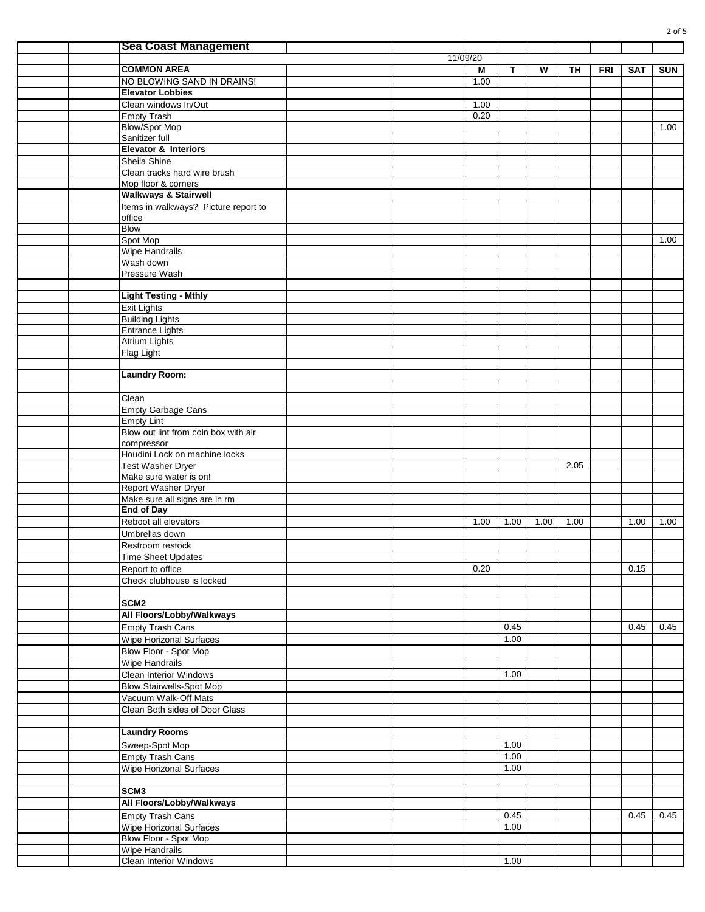| Sea Coast Management | | | | | | | | |
|---|---|---|---|---|---|---|---|---|
| | 11/09/20 | | | | | | | |
| **COMMON AREA** | | M | T | W | TH | FRI | SAT | SUN |
| NO BLOWING SAND IN DRAINS! | | 1.00 | | | | | | |
| **Elevator Lobbies** | | | | | | | | |
| Clean windows In/Out | | 1.00 | | | | | | |
| Empty Trash | | 0.20 | | | | | | |
| Blow/Spot Mop | | | | | | | | 1.00 |
| Sanitizer full | | | | | | | | |
| **Elevator & Interiors** | | | | | | | | |
| Sheila Shine | | | | | | | | |
| Clean tracks hard wire brush | | | | | | | | |
| Mop floor & corners | | | | | | | | |
| **Walkways & Stairwell** | | | | | | | | |
| Items in walkways? Picture report to office | | | | | | | | |
| Blow | | | | | | | | |
| Spot Mop | | | | | | | | 1.00 |
| Wipe Handrails | | | | | | | | |
| Wash down | | | | | | | | |
| Pressure Wash | | | | | | | | |
| | | | | | | | | |
| **Light Testing - Mthly** | | | | | | | | |
| Exit Lights | | | | | | | | |
| Building Lights | | | | | | | | |
| Entrance Lights | | | | | | | | |
| Atrium Lights | | | | | | | | |
| Flag Light | | | | | | | | |
| | | | | | | | | |
| **Laundry Room:** | | | | | | | | |
| | | | | | | | | |
| Clean | | | | | | | | |
| Empty Garbage Cans | | | | | | | | |
| Empty Lint | | | | | | | | |
| Blow out lint from coin box with air compressor | | | | | | | | |
| Houdini Lock on machine locks | | | | | | | | |
| Test Washer Dryer | | | | | 2.05 | | | |
| Make sure water is on! | | | | | | | | |
| Report Washer Dryer | | | | | | | | |
| Make sure all signs are in rm | | | | | | | | |
| **End of Day** | | | | | | | | |
| Reboot all elevators | | 1.00 | 1.00 | 1.00 | 1.00 | | 1.00 | 1.00 |
| Umbrellas down | | | | | | | | |
| Restroom restock | | | | | | | | |
| Time Sheet Updates | | | | | | | | |
| Report to office | | 0.20 | | | | | 0.15 | |
| Check clubhouse is locked | | | | | | | | |
| | | | | | | | | |
| **SCM2** | | | | | | | | |
| **All Floors/Lobby/Walkways** | | | | | | | | |
| Empty Trash Cans | | | 0.45 | | | | 0.45 | 0.45 |
| Wipe Horizonal Surfaces | | | 1.00 | | | | | |
| Blow Floor - Spot Mop | | | | | | | | |
| Wipe Handrails | | | | | | | | |
| Clean Interior Windows | | | 1.00 | | | | | |
| Blow Stairwells-Spot Mop | | | | | | | | |
| Vacuum Walk-Off Mats | | | | | | | | |
| Clean Both sides of Door Glass | | | | | | | | |
| | | | | | | | | |
| **Laundry Rooms** | | | | | | | | |
| Sweep-Spot Mop | | | 1.00 | | | | | |
| Empty Trash Cans | | | 1.00 | | | | | |
| Wipe Horizonal Surfaces | | | 1.00 | | | | | |
| | | | | | | | | |
| **SCM3** | | | | | | | | |
| **All Floors/Lobby/Walkways** | | | | | | | | |
| Empty Trash Cans | | | 0.45 | | | | 0.45 | 0.45 |
| Wipe Horizonal Surfaces | | | 1.00 | | | | | |
| Blow Floor - Spot Mop | | | | | | | | |
| Wipe Handrails | | | | | | | | |
| Clean Interior Windows | | | 1.00 | | | | | |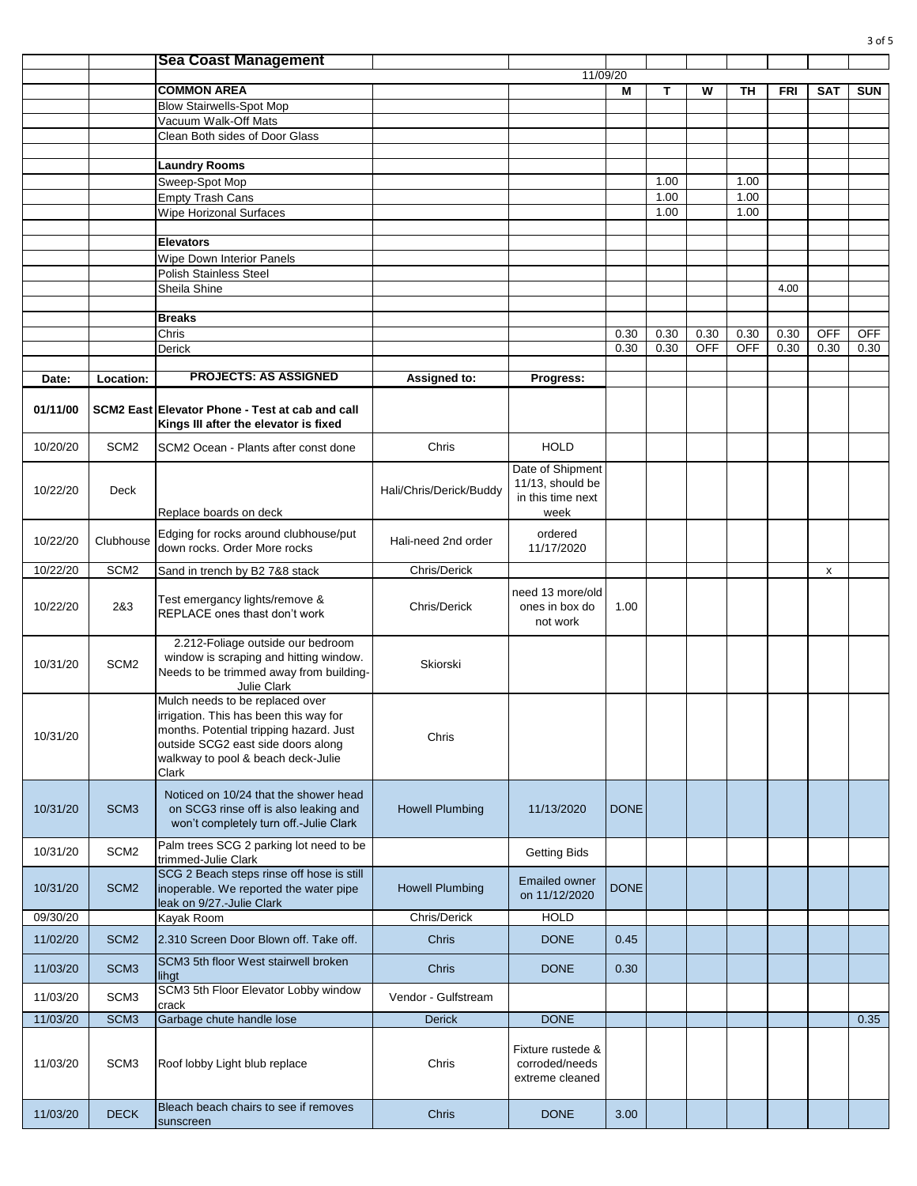| | | Sea Coast Management | | | | | | | | | |
|---|---|---|---|---|---|---|---|---|---|---|---|
| | | | | 11/09/20 | | | | | | | |
| | | **COMMON AREA** | | | M | T | W | TH | FRI | SAT | SUN |
| | | Blow Stairwells-Spot Mop | | | | | | | | | |
| | | Vacuum Walk-Off Mats | | | | | | | | | |
| | | Clean Both sides of Door Glass | | | | | | | | | |
| | | | | | | | | | | | |
| | | **Laundry Rooms** | | | | | | | | | |
| | | Sweep-Spot Mop | | | | 1.00 | | 1.00 | | | |
| | | Empty Trash Cans | | | | 1.00 | | 1.00 | | | |
| | | Wipe Horizonal Surfaces | | | | 1.00 | | 1.00 | | | |
| | | | | | | | | | | | |
| | | **Elevators** | | | | | | | | | |
| | | Wipe Down Interior Panels | | | | | | | | | |
| | | Polish Stainless Steel | | | | | | | | | |
| | | Sheila Shine | | | | | | | 4.00 | | |
| | | | | | | | | | | | |
| | | **Breaks** | | | | | | | | | |
| | | Chris | | | 0.30 | 0.30 | 0.30 | 0.30 | 0.30 | OFF | OFF |
| | | Derick | | | 0.30 | 0.30 | OFF | OFF | 0.30 | 0.30 | 0.30 |
| | | | | | | | | | | | |
| **Date:** | **Location:** | **PROJECTS: AS ASSIGNED** | **Assigned to:** | **Progress:** | | | | | | | |
| **01/11/00** | **SCM2 East** | **Elevator Phone - Test at cab and call Kings III after the elevator is fixed** | | | | | | | | | |
| 10/20/20 | SCM2 | SCM2 Ocean - Plants after const done | Chris | HOLD | | | | | | | |
| 10/22/20 | Deck | Replace boards on deck | Hali/Chris/Derick/Buddy | Date of Shipment 11/13, should be in this time next week | | | | | | | |
| 10/22/20 | Clubhouse | Edging for rocks around clubhouse/put down rocks. Order More rocks | Hali-need 2nd order | ordered 11/17/2020 | | | | | | | |
| 10/22/20 | SCM2 | Sand in trench by B2 7&8 stack | Chris/Derick | | | | | | | x | |
| 10/22/20 | 2&3 | Test emergancy lights/remove & REPLACE ones thast don't work | Chris/Derick | need 13 more/old ones in box do not work | 1.00 | | | | | | |
| 10/31/20 | SCM2 | 2.212-Foliage outside our bedroom window is scraping and hitting window. Needs to be trimmed away from building-Julie Clark | Skiorski | | | | | | | | |
| 10/31/20 | | Mulch needs to be replaced over irrigation. This has been this way for months. Potential tripping hazard. Just outside SCG2 east side doors along walkway to pool & beach deck-Julie Clark | Chris | | | | | | | | |
| 10/31/20 | SCM3 | Noticed on 10/24 that the shower head on SCG3 rinse off is also leaking and won't completely turn off.-Julie Clark | Howell Plumbing | 11/13/2020 | DONE | | | | | | |
| 10/31/20 | SCM2 | Palm trees SCG 2 parking lot need to be trimmed-Julie Clark | | Getting Bids | | | | | | | |
| 10/31/20 | SCM2 | SCG 2 Beach steps rinse off hose is still inoperable. We reported the water pipe leak on 9/27.-Julie Clark | Howell Plumbing | Emailed owner on 11/12/2020 | DONE | | | | | | |
| 09/30/20 | | Kayak Room | Chris/Derick | HOLD | | | | | | | |
| 11/02/20 | SCM2 | 2.310 Screen Door Blown off. Take off. | Chris | DONE | 0.45 | | | | | | |
| 11/03/20 | SCM3 | SCM3 5th floor West stairwell broken lihgt | Chris | DONE | 0.30 | | | | | | |
| 11/03/20 | SCM3 | SCM3 5th Floor Elevator Lobby window crack | Vendor - Gulfstream | | | | | | | | |
| 11/03/20 | SCM3 | Garbage chute handle lose | Derick | DONE | | | | | | | 0.35 |
| 11/03/20 | SCM3 | Roof lobby Light blub replace | Chris | Fixture rustede & corroded/needs extreme cleaned | | | | | | | |
| 11/03/20 | DECK | Bleach beach chairs to see if removes sunscreen | Chris | DONE | 3.00 | | | | | | |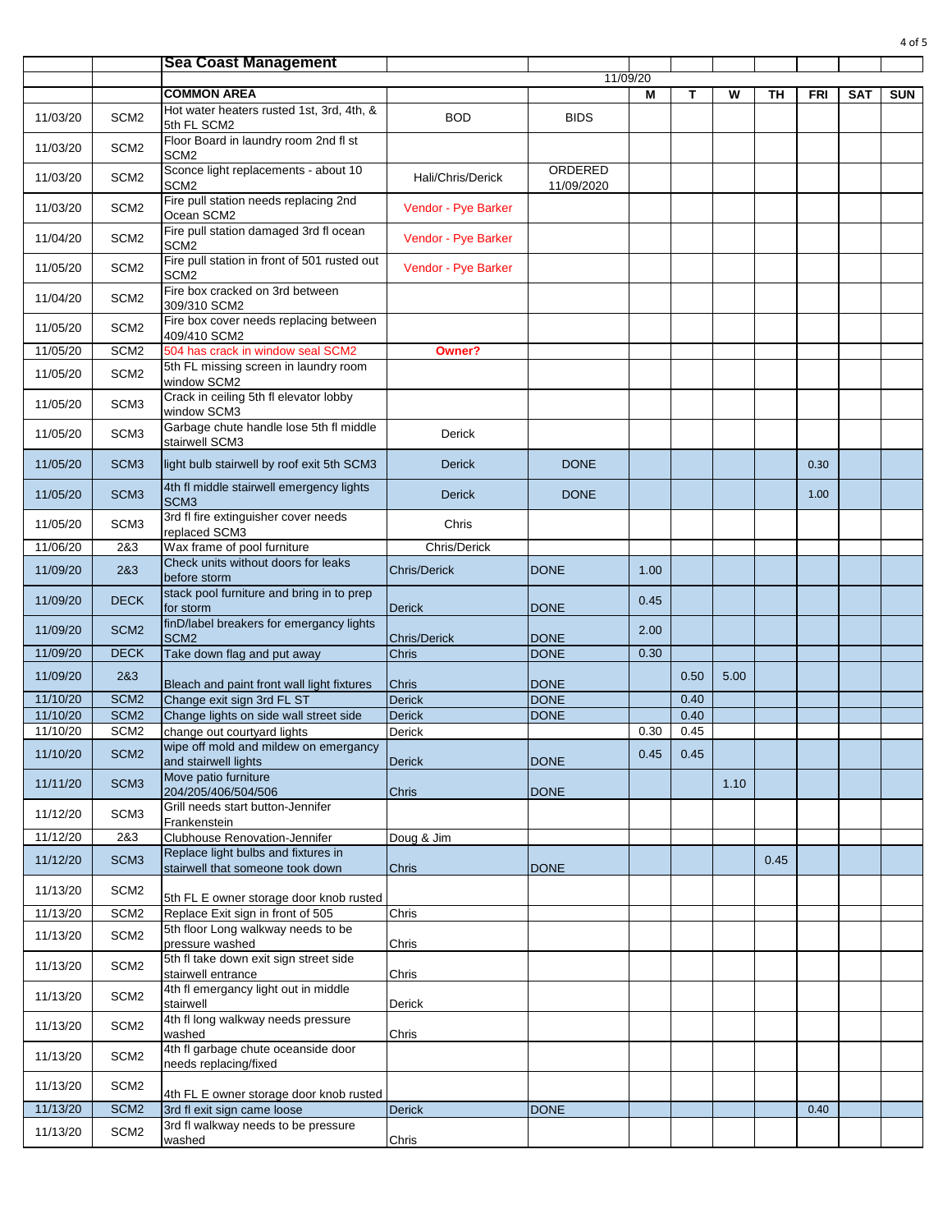| | | Sea Coast Management | | | | | | | | | |
|---|---|---|---|---|---|---|---|---|---|---|---|
| | | | | 11/09/20 | | | | | | | |
| | | COMMON AREA | | | M | T | W | TH | FRI | SAT | SUN |
| 11/03/20 | SCM2 | Hot water heaters rusted 1st, 3rd, 4th, & 5th FL SCM2 | BOD | BIDS | | | | | | | |
| 11/03/20 | SCM2 | Floor Board in laundry room 2nd fl st SCM2 | | | | | | | | | |
| 11/03/20 | SCM2 | Sconce light replacements - about 10 SCM2 | Hali/Chris/Derick | ORDERED 11/09/2020 | | | | | | | |
| 11/03/20 | SCM2 | Fire pull station needs replacing 2nd Ocean SCM2 | Vendor - Pye Barker | | | | | | | | |
| 11/04/20 | SCM2 | Fire pull station damaged 3rd fl ocean SCM2 | Vendor - Pye Barker | | | | | | | | |
| 11/05/20 | SCM2 | Fire pull station in front of 501 rusted out SCM2 | Vendor - Pye Barker | | | | | | | | |
| 11/04/20 | SCM2 | Fire box cracked on 3rd between 309/310 SCM2 | | | | | | | | | |
| 11/05/20 | SCM2 | Fire box cover needs replacing between 409/410 SCM2 | | | | | | | | | |
| 11/05/20 | SCM2 | 504 has crack in window seal SCM2 | **Owner?** | | | | | | | | |
| 11/05/20 | SCM2 | 5th FL missing screen in laundry room window SCM2 | | | | | | | | | |
| 11/05/20 | SCM3 | Crack in ceiling 5th fl elevator lobby window SCM3 | | | | | | | | | |
| 11/05/20 | SCM3 | Garbage chute handle lose 5th fl middle stairwell SCM3 | Derick | | | | | | | | |
| 11/05/20 | SCM3 | light bulb stairwell by roof exit 5th SCM3 | Derick | DONE | | | | | 0.30 | | |
| 11/05/20 | SCM3 | 4th fl middle stairwell emergency lights SCM3 | Derick | DONE | | | | | 1.00 | | |
| 11/05/20 | SCM3 | 3rd fl fire extinguisher cover needs replaced SCM3 | Chris | | | | | | | | |
| 11/06/20 | 2&3 | Wax frame of pool furniture | Chris/Derick | | | | | | | | |
| 11/09/20 | 2&3 | Check units without doors for leaks before storm | Chris/Derick | DONE | 1.00 | | | | | | |
| 11/09/20 | DECK | stack pool furniture and bring in to prep for storm | Derick | DONE | 0.45 | | | | | | |
| 11/09/20 | SCM2 | finD/label breakers for emergancy lights SCM2 | Chris/Derick | DONE | 2.00 | | | | | | |
| 11/09/20 | DECK | Take down flag and put away | Chris | DONE | 0.30 | | | | | | |
| 11/09/20 | 2&3 | Bleach and paint front wall light fixtures | Chris | DONE | | 0.50 | 5.00 | | | | |
| 11/10/20 | SCM2 | Change exit sign 3rd FL ST | Derick | DONE | | 0.40 | | | | | |
| 11/10/20 | SCM2 | Change lights on side wall street side | Derick | DONE | | 0.40 | | | | | |
| 11/10/20 | SCM2 | change out courtyard lights | Derick | | 0.30 | 0.45 | | | | | |
| 11/10/20 | SCM2 | wipe off mold and mildew on emergancy and stairwell lights | Derick | DONE | 0.45 | 0.45 | | | | | |
| 11/11/20 | SCM3 | Move patio furniture 204/205/406/504/506 | Chris | DONE | | | 1.10 | | | | |
| 11/12/20 | SCM3 | Grill needs start button-Jennifer Frankenstein | | | | | | | | | |
| 11/12/20 | 2&3 | Clubhouse Renovation-Jennifer | Doug & Jim | | | | | | | | |
| 11/12/20 | SCM3 | Replace light bulbs and fixtures in stairwell that someone took down | Chris | DONE | | | | 0.45 | | | |
| 11/13/20 | SCM2 | 5th FL E owner storage door knob rusted | | | | | | | | | |
| 11/13/20 | SCM2 | Replace Exit sign in front of 505 | Chris | | | | | | | | |
| 11/13/20 | SCM2 | 5th floor Long walkway needs to be pressure washed | Chris | | | | | | | | |
| 11/13/20 | SCM2 | 5th fl take down exit sign street side stairwell entrance | Chris | | | | | | | | |
| 11/13/20 | SCM2 | 4th fl emergancy light out in middle stairwell | Derick | | | | | | | | |
| 11/13/20 | SCM2 | 4th fl long walkway needs pressure washed | Chris | | | | | | | | |
| 11/13/20 | SCM2 | 4th fl garbage chute oceanside door needs replacing/fixed | | | | | | | | | |
| 11/13/20 | SCM2 | 4th FL E owner storage door knob rusted | | | | | | | | | |
| 11/13/20 | SCM2 | 3rd fl exit sign came loose | Derick | DONE | | | | | 0.40 | | |
| 11/13/20 | SCM2 | 3rd fl walkway needs to be pressure washed | Chris | | | | | | | | |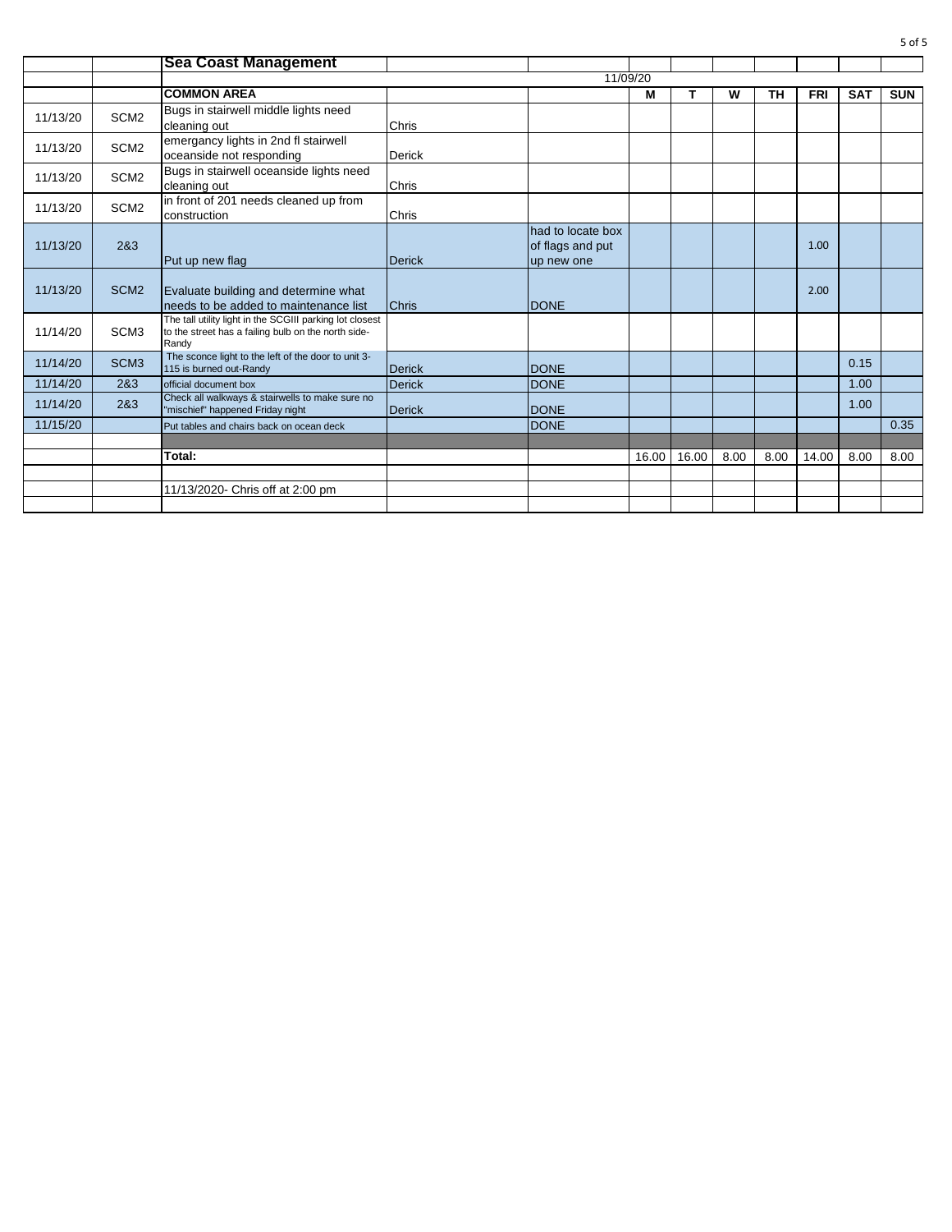| | | | | | | | | | | | |
|---|---|---|---|---|---|---|---|---|---|---|---|
| | | **Sea Coast Management** | | | | | | | | | |
| | | | | | 11/09/20 | | | | | | |
| | | **COMMON AREA** | | | **M** | **T** | **W** | **TH** | **FRI** | **SAT** | **SUN** |
| 11/13/20 | SCM2 | Bugs in stairwell middle lights need cleaning out | Chris | | | | | | | | |
| 11/13/20 | SCM2 | emergancy lights in 2nd fl stairwell oceanside not responding | Derick | | | | | | | | |
| 11/13/20 | SCM2 | Bugs in stairwell oceanside lights need cleaning out | Chris | | | | | | | | |
| 11/13/20 | SCM2 | in front of 201 needs cleaned up from construction | Chris | | | | | | | | |
| 11/13/20 | 2&3 | Put up new flag | Derick | had to locate box of flags and put up new one | | | | | 1.00 | | |
| 11/13/20 | SCM2 | Evaluate building and determine what needs to be added to maintenance list | Chris | DONE | | | | | 2.00 | | |
| 11/14/20 | SCM3 | The tall utility light in the SCGIII parking lot closest to the street has a failing bulb on the north side-Randy | | | | | | | | | |
| 11/14/20 | SCM3 | The sconce light to the left of the door to unit 3-115 is burned out-Randy | Derick | DONE | | | | | | 0.15 | |
| 11/14/20 | 2&3 | official document box | Derick | DONE | | | | | | 1.00 | |
| 11/14/20 | 2&3 | Check all walkways & stairwells to make sure no "mischief" happened Friday night | Derick | DONE | | | | | | 1.00 | |
| 11/15/20 | | Put tables and chairs back on ocean deck | | DONE | | | | | | | 0.35 |
| | | | | | | | | | | | |
| | | **Total:** | | | 16.00 | 16.00 | 8.00 | 8.00 | 14.00 | 8.00 | 8.00 |
| | | | | | | | | | | | |
| | | 11/13/2020- Chris off at 2:00 pm | | | | | | | | | |
| | | | | | | | | | | | |